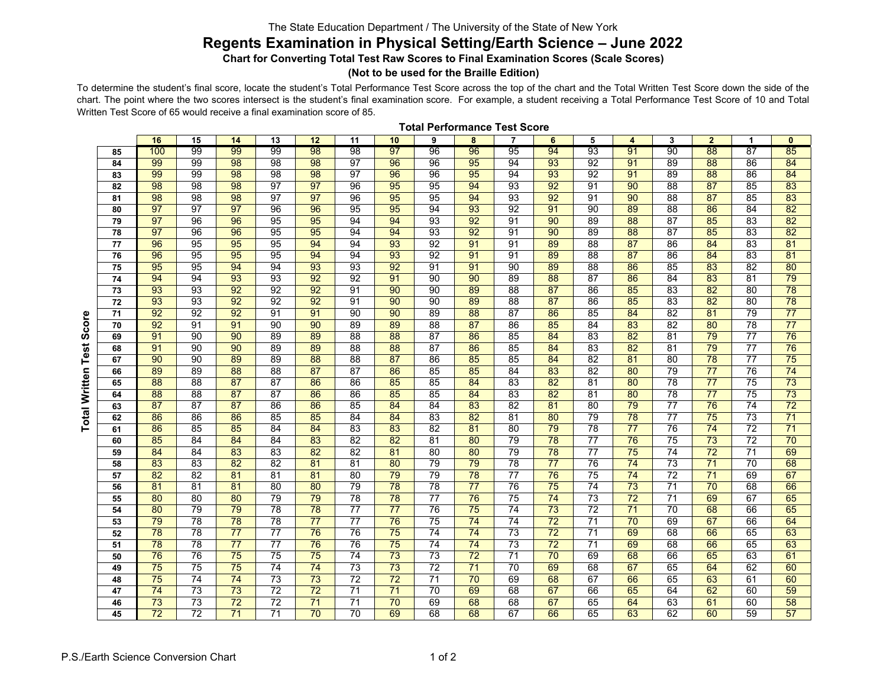The State Education Department / The University of the State of New York

# Regents Examination in Physical Setting/Earth Science – June 2022

### Chart for Converting Total Test Raw Scores to Final Examination Scores (Scale Scores)

### (Not to be used for the Braille Edition)

To determine the student's final score, locate the student's Total Performance Test Score across the top of the chart and the Total Written Test Score down the side of the chart. The point where the two scores intersect is the student's final examination score. For example, a student receiving a Total Performance Test Score of 10 and Total Written Test Score of 65 would receive a final examination score of 85.

| Total Written Test Score | Total Performance Test Score | | | | | | | | | | | | | | | | |
|---|---|---|---|---|---|---|---|---|---|---|---|---|---|---|---|---|---|
| | **16** | **15** | **14** | **13** | **12** | **11** | **10** | **9** | **8** | **7** | **6** | **5** | **4** | **3** | **2** | **1** | **0** |
| **85** | 100 | 99 | 99 | 99 | 98 | 98 | 97 | 96 | 96 | 95 | 94 | 93 | 91 | 90 | 88 | 87 | 85 |
| **84** | 99 | 99 | 98 | 98 | 98 | 97 | 96 | 96 | 95 | 94 | 93 | 92 | 91 | 89 | 88 | 86 | 84 |
| **83** | 99 | 99 | 98 | 98 | 98 | 97 | 96 | 96 | 95 | 94 | 93 | 92 | 91 | 89 | 88 | 86 | 84 |
| **82** | 98 | 98 | 98 | 97 | 97 | 96 | 95 | 95 | 94 | 93 | 92 | 91 | 90 | 88 | 87 | 85 | 83 |
| **81** | 98 | 98 | 98 | 97 | 97 | 96 | 95 | 95 | 94 | 93 | 92 | 91 | 90 | 88 | 87 | 85 | 83 |
| **80** | 97 | 97 | 97 | 96 | 96 | 95 | 95 | 94 | 93 | 92 | 91 | 90 | 89 | 88 | 86 | 84 | 82 |
| **79** | 97 | 96 | 96 | 95 | 95 | 94 | 94 | 93 | 92 | 91 | 90 | 89 | 88 | 87 | 85 | 83 | 82 |
| **78** | 97 | 96 | 96 | 95 | 95 | 94 | 94 | 93 | 92 | 91 | 90 | 89 | 88 | 87 | 85 | 83 | 82 |
| **77** | 96 | 95 | 95 | 95 | 94 | 94 | 93 | 92 | 91 | 91 | 89 | 88 | 87 | 86 | 84 | 83 | 81 |
| **76** | 96 | 95 | 95 | 95 | 94 | 94 | 93 | 92 | 91 | 91 | 89 | 88 | 87 | 86 | 84 | 83 | 81 |
| **75** | 95 | 95 | 94 | 94 | 93 | 93 | 92 | 91 | 91 | 90 | 89 | 88 | 86 | 85 | 83 | 82 | 80 |
| **74** | 94 | 94 | 93 | 93 | 92 | 92 | 91 | 90 | 90 | 89 | 88 | 87 | 86 | 84 | 83 | 81 | 79 |
| **73** | 93 | 93 | 92 | 92 | 92 | 91 | 90 | 90 | 89 | 88 | 87 | 86 | 85 | 83 | 82 | 80 | 78 |
| **72** | 93 | 93 | 92 | 92 | 92 | 91 | 90 | 90 | 89 | 88 | 87 | 86 | 85 | 83 | 82 | 80 | 78 |
| **71** | 92 | 92 | 92 | 91 | 91 | 90 | 90 | 89 | 88 | 87 | 86 | 85 | 84 | 82 | 81 | 79 | 77 |
| **70** | 92 | 91 | 91 | 90 | 90 | 89 | 89 | 88 | 87 | 86 | 85 | 84 | 83 | 82 | 80 | 78 | 77 |
| **69** | 91 | 90 | 90 | 89 | 89 | 88 | 88 | 87 | 86 | 85 | 84 | 83 | 82 | 81 | 79 | 77 | 76 |
| **68** | 91 | 90 | 90 | 89 | 89 | 88 | 88 | 87 | 86 | 85 | 84 | 83 | 82 | 81 | 79 | 77 | 76 |
| **67** | 90 | 90 | 89 | 89 | 88 | 88 | 87 | 86 | 85 | 85 | 84 | 82 | 81 | 80 | 78 | 77 | 75 |
| **66** | 89 | 89 | 88 | 88 | 87 | 87 | 86 | 85 | 85 | 84 | 83 | 82 | 80 | 79 | 77 | 76 | 74 |
| **65** | 88 | 88 | 87 | 87 | 86 | 86 | 85 | 85 | 84 | 83 | 82 | 81 | 80 | 78 | 77 | 75 | 73 |
| **64** | 88 | 88 | 87 | 87 | 86 | 86 | 85 | 85 | 84 | 83 | 82 | 81 | 80 | 78 | 77 | 75 | 73 |
| **63** | 87 | 87 | 87 | 86 | 86 | 85 | 84 | 84 | 83 | 82 | 81 | 80 | 79 | 77 | 76 | 74 | 72 |
| **62** | 86 | 86 | 86 | 85 | 85 | 84 | 84 | 83 | 82 | 81 | 80 | 79 | 78 | 77 | 75 | 73 | 71 |
| **61** | 86 | 85 | 85 | 84 | 84 | 83 | 83 | 82 | 81 | 80 | 79 | 78 | 77 | 76 | 74 | 72 | 71 |
| **60** | 85 | 84 | 84 | 84 | 83 | 82 | 82 | 81 | 80 | 79 | 78 | 77 | 76 | 75 | 73 | 72 | 70 |
| **59** | 84 | 84 | 83 | 83 | 82 | 82 | 81 | 80 | 80 | 79 | 78 | 77 | 75 | 74 | 72 | 71 | 69 |
| **58** | 83 | 83 | 82 | 82 | 81 | 81 | 80 | 79 | 79 | 78 | 77 | 76 | 74 | 73 | 71 | 70 | 68 |
| **57** | 82 | 82 | 81 | 81 | 81 | 80 | 79 | 79 | 78 | 77 | 76 | 75 | 74 | 72 | 71 | 69 | 67 |
| **56** | 81 | 81 | 81 | 80 | 80 | 79 | 78 | 78 | 77 | 76 | 75 | 74 | 73 | 71 | 70 | 68 | 66 |
| **55** | 80 | 80 | 80 | 79 | 79 | 78 | 78 | 77 | 76 | 75 | 74 | 73 | 72 | 71 | 69 | 67 | 65 |
| **54** | 80 | 79 | 79 | 78 | 78 | 77 | 77 | 76 | 75 | 74 | 73 | 72 | 71 | 70 | 68 | 66 | 65 |
| **53** | 79 | 78 | 78 | 78 | 77 | 77 | 76 | 75 | 74 | 74 | 72 | 71 | 70 | 69 | 67 | 66 | 64 |
| **52** | 78 | 78 | 77 | 77 | 76 | 76 | 75 | 74 | 74 | 73 | 72 | 71 | 69 | 68 | 66 | 65 | 63 |
| **51** | 78 | 78 | 77 | 77 | 76 | 76 | 75 | 74 | 74 | 73 | 72 | 71 | 69 | 68 | 66 | 65 | 63 |
| **50** | 76 | 76 | 75 | 75 | 75 | 74 | 73 | 73 | 72 | 71 | 70 | 69 | 68 | 66 | 65 | 63 | 61 |
| **49** | 75 | 75 | 75 | 74 | 74 | 73 | 73 | 72 | 71 | 70 | 69 | 68 | 67 | 65 | 64 | 62 | 60 |
| **48** | 75 | 74 | 74 | 73 | 73 | 72 | 72 | 71 | 70 | 69 | 68 | 67 | 66 | 65 | 63 | 61 | 60 |
| **47** | 74 | 73 | 73 | 72 | 72 | 71 | 71 | 70 | 69 | 68 | 67 | 66 | 65 | 64 | 62 | 60 | 59 |
| **46** | 73 | 73 | 72 | 72 | 71 | 71 | 70 | 69 | 68 | 68 | 67 | 65 | 64 | 63 | 61 | 60 | 58 |
| **45** | 72 | 72 | 71 | 71 | 70 | 70 | 69 | 68 | 68 | 67 | 66 | 65 | 63 | 62 | 60 | 59 | 57 |

P.S./Earth Science Conversion Chart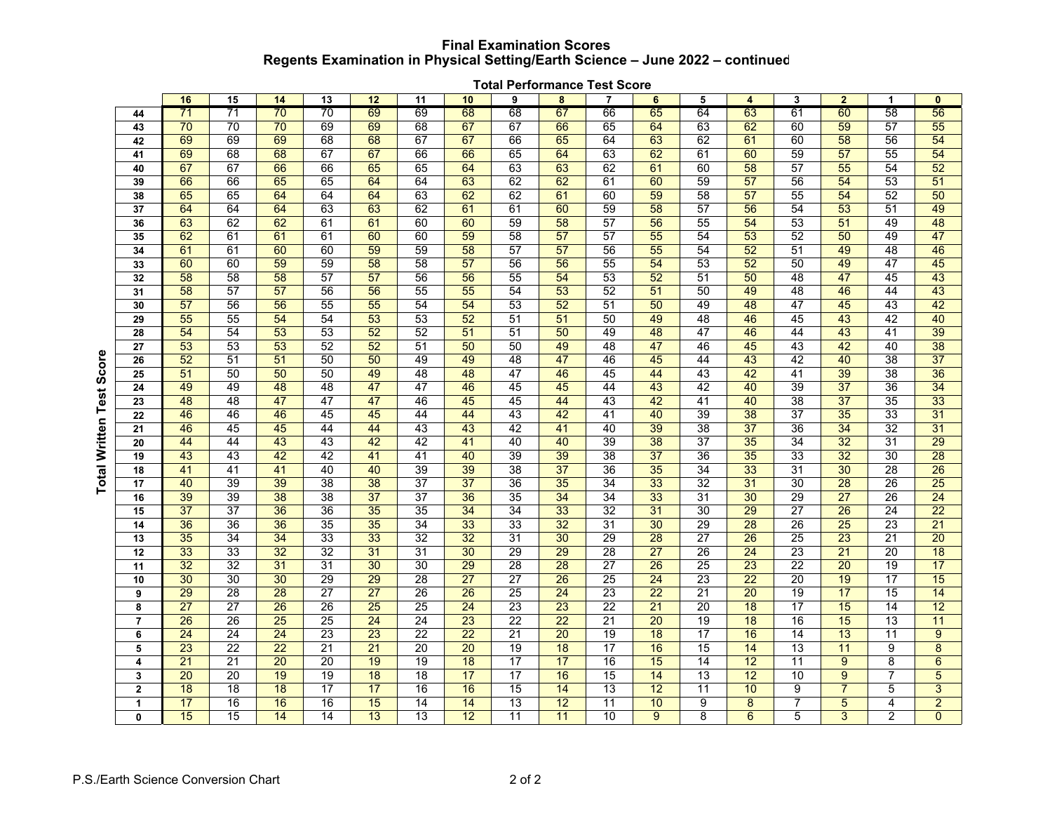**Final Examination Scores**
**Regents Examination in Physical Setting/Earth Science – June 2022 – continued**

**Total Performance Test Score**

| Total Written Test Score | 16 | 15 | 14 | 13 | 12 | 11 | 10 | 9 | 8 | 7 | 6 | 5 | 4 | 3 | 2 | 1 | 0 |
|---|---|---|---|---|---|---|---|---|---|---|---|---|---|---|---|---|---|
| 44 | 71 | 71 | 70 | 70 | 69 | 69 | 68 | 68 | 67 | 66 | 65 | 64 | 63 | 61 | 60 | 58 | 56 |
| 43 | 70 | 70 | 70 | 69 | 69 | 68 | 67 | 67 | 66 | 65 | 64 | 63 | 62 | 60 | 59 | 57 | 55 |
| 42 | 69 | 69 | 69 | 68 | 68 | 67 | 67 | 66 | 65 | 64 | 63 | 62 | 61 | 60 | 58 | 56 | 54 |
| 41 | 69 | 68 | 68 | 67 | 67 | 66 | 66 | 65 | 64 | 63 | 62 | 61 | 60 | 59 | 57 | 55 | 54 |
| 40 | 67 | 67 | 66 | 66 | 65 | 65 | 64 | 63 | 63 | 62 | 61 | 60 | 58 | 57 | 55 | 54 | 52 |
| 39 | 66 | 66 | 65 | 65 | 64 | 64 | 63 | 62 | 62 | 61 | 60 | 59 | 57 | 56 | 54 | 53 | 51 |
| 38 | 65 | 65 | 64 | 64 | 64 | 63 | 62 | 62 | 61 | 60 | 59 | 58 | 57 | 55 | 54 | 52 | 50 |
| 37 | 64 | 64 | 64 | 63 | 63 | 62 | 61 | 61 | 60 | 59 | 58 | 57 | 56 | 54 | 53 | 51 | 49 |
| 36 | 63 | 62 | 62 | 61 | 61 | 60 | 60 | 59 | 58 | 57 | 56 | 55 | 54 | 53 | 51 | 49 | 48 |
| 35 | 62 | 61 | 61 | 61 | 60 | 60 | 59 | 58 | 57 | 57 | 55 | 54 | 53 | 52 | 50 | 49 | 47 |
| 34 | 61 | 61 | 60 | 60 | 59 | 59 | 58 | 57 | 57 | 56 | 55 | 54 | 52 | 51 | 49 | 48 | 46 |
| 33 | 60 | 60 | 59 | 59 | 58 | 58 | 57 | 56 | 56 | 55 | 54 | 53 | 52 | 50 | 49 | 47 | 45 |
| 32 | 58 | 58 | 58 | 57 | 57 | 56 | 56 | 55 | 54 | 53 | 52 | 51 | 50 | 48 | 47 | 45 | 43 |
| 31 | 58 | 57 | 57 | 56 | 56 | 55 | 55 | 54 | 53 | 52 | 51 | 50 | 49 | 48 | 46 | 44 | 43 |
| 30 | 57 | 56 | 56 | 55 | 55 | 54 | 54 | 53 | 52 | 51 | 50 | 49 | 48 | 47 | 45 | 43 | 42 |
| 29 | 55 | 55 | 54 | 54 | 53 | 53 | 52 | 51 | 51 | 50 | 49 | 48 | 46 | 45 | 43 | 42 | 40 |
| 28 | 54 | 54 | 53 | 53 | 52 | 52 | 51 | 51 | 50 | 49 | 48 | 47 | 46 | 44 | 43 | 41 | 39 |
| 27 | 53 | 53 | 53 | 52 | 52 | 51 | 50 | 50 | 49 | 48 | 47 | 46 | 45 | 43 | 42 | 40 | 38 |
| 26 | 52 | 51 | 51 | 50 | 50 | 49 | 49 | 48 | 47 | 46 | 45 | 44 | 43 | 42 | 40 | 38 | 37 |
| 25 | 51 | 50 | 50 | 50 | 49 | 48 | 48 | 47 | 46 | 45 | 44 | 43 | 42 | 41 | 39 | 38 | 36 |
| 24 | 49 | 49 | 48 | 48 | 47 | 47 | 46 | 45 | 45 | 44 | 43 | 42 | 40 | 39 | 37 | 36 | 34 |
| 23 | 48 | 48 | 47 | 47 | 47 | 46 | 45 | 45 | 44 | 43 | 42 | 41 | 40 | 38 | 37 | 35 | 33 |
| 22 | 46 | 46 | 46 | 45 | 45 | 44 | 44 | 43 | 42 | 41 | 40 | 39 | 38 | 37 | 35 | 33 | 31 |
| 21 | 46 | 45 | 45 | 44 | 44 | 43 | 43 | 42 | 41 | 40 | 39 | 38 | 37 | 36 | 34 | 32 | 31 |
| 20 | 44 | 44 | 43 | 43 | 42 | 42 | 41 | 40 | 40 | 39 | 38 | 37 | 35 | 34 | 32 | 31 | 29 |
| 19 | 43 | 43 | 42 | 42 | 41 | 41 | 40 | 39 | 39 | 38 | 37 | 36 | 35 | 33 | 32 | 30 | 28 |
| 18 | 41 | 41 | 41 | 40 | 40 | 39 | 39 | 38 | 37 | 36 | 35 | 34 | 33 | 31 | 30 | 28 | 26 |
| 17 | 40 | 39 | 39 | 38 | 38 | 37 | 37 | 36 | 35 | 34 | 33 | 32 | 31 | 30 | 28 | 26 | 25 |
| 16 | 39 | 39 | 38 | 38 | 37 | 37 | 36 | 35 | 34 | 34 | 33 | 31 | 30 | 29 | 27 | 26 | 24 |
| 15 | 37 | 37 | 36 | 36 | 35 | 35 | 34 | 34 | 33 | 32 | 31 | 30 | 29 | 27 | 26 | 24 | 22 |
| 14 | 36 | 36 | 36 | 35 | 35 | 34 | 33 | 33 | 32 | 31 | 30 | 29 | 28 | 26 | 25 | 23 | 21 |
| 13 | 35 | 34 | 34 | 33 | 33 | 32 | 32 | 31 | 30 | 29 | 28 | 27 | 26 | 25 | 23 | 21 | 20 |
| 12 | 33 | 33 | 32 | 32 | 31 | 31 | 30 | 29 | 29 | 28 | 27 | 26 | 24 | 23 | 21 | 20 | 18 |
| 11 | 32 | 32 | 31 | 31 | 30 | 30 | 29 | 28 | 28 | 27 | 26 | 25 | 23 | 22 | 20 | 19 | 17 |
| 10 | 30 | 30 | 30 | 29 | 29 | 28 | 27 | 27 | 26 | 25 | 24 | 23 | 22 | 20 | 19 | 17 | 15 |
| 9 | 29 | 28 | 28 | 27 | 27 | 26 | 26 | 25 | 24 | 23 | 22 | 21 | 20 | 19 | 17 | 15 | 14 |
| 8 | 27 | 27 | 26 | 26 | 25 | 25 | 24 | 23 | 23 | 22 | 21 | 20 | 18 | 17 | 15 | 14 | 12 |
| 7 | 26 | 26 | 25 | 25 | 24 | 24 | 23 | 22 | 22 | 21 | 20 | 19 | 18 | 16 | 15 | 13 | 11 |
| 6 | 24 | 24 | 24 | 23 | 23 | 22 | 22 | 21 | 20 | 19 | 18 | 17 | 16 | 14 | 13 | 11 | 9 |
| 5 | 23 | 22 | 22 | 21 | 21 | 20 | 20 | 19 | 18 | 17 | 16 | 15 | 14 | 13 | 11 | 9 | 8 |
| 4 | 21 | 21 | 20 | 20 | 19 | 19 | 18 | 17 | 17 | 16 | 15 | 14 | 12 | 11 | 9 | 8 | 6 |
| 3 | 20 | 20 | 19 | 19 | 18 | 18 | 17 | 17 | 16 | 15 | 14 | 13 | 12 | 10 | 9 | 7 | 5 |
| 2 | 18 | 18 | 18 | 17 | 17 | 16 | 16 | 15 | 14 | 13 | 12 | 11 | 10 | 9 | 7 | 5 | 3 |
| 1 | 17 | 16 | 16 | 16 | 15 | 14 | 14 | 13 | 12 | 11 | 10 | 9 | 8 | 7 | 5 | 4 | 2 |
| 0 | 15 | 15 | 14 | 14 | 13 | 13 | 12 | 11 | 11 | 10 | 9 | 8 | 6 | 5 | 3 | 2 | 0 |

P.S./Earth Science Conversion Chart